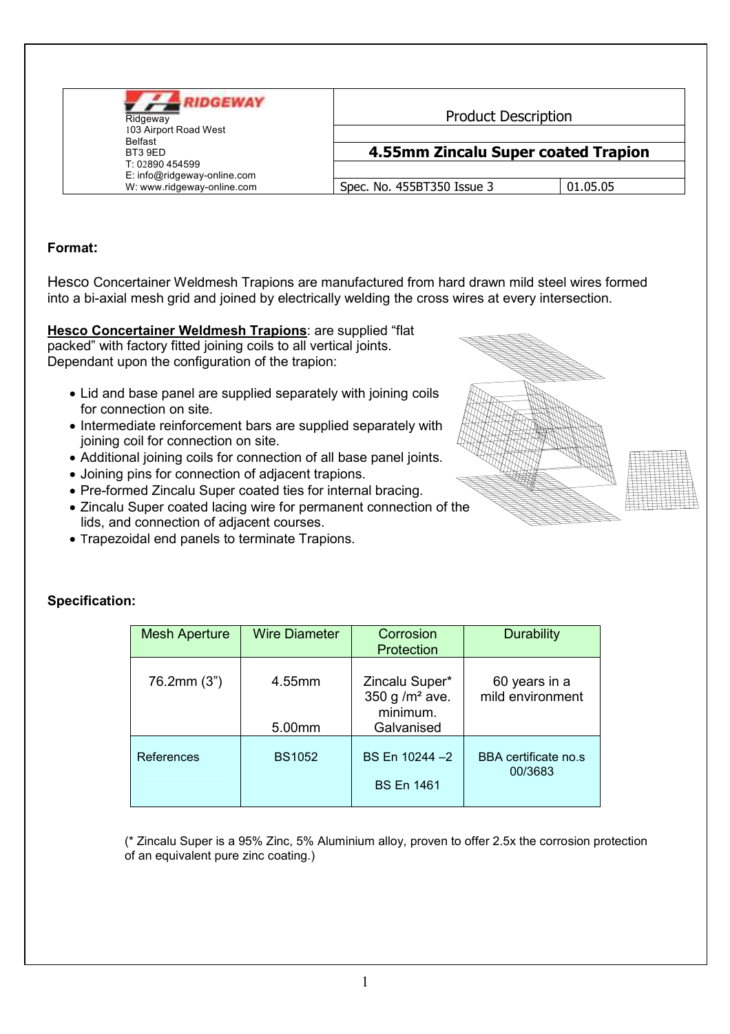| RIDGEWAY<br>Ridgeway<br>103 Airport Road West<br>Belfast<br>BT3 9ED<br>T: 02890 454599<br>E: info@ridgeway-online.com<br>W: www.ridgeway-online.com | Product Description | |
|---|---|---|
| | **4.55mm Zincalu Super coated Trapion** | |
| | Spec. No. 455BT350 Issue 3 | 01.05.05 |

**Format:**

Hesco Concertainer Weldmesh Trapions are manufactured from hard drawn mild steel wires formed into a bi-axial mesh grid and joined by electrically welding the cross wires at every intersection.

**Hesco Concertainer Weldmesh Trapions**: are supplied "flat packed" with factory fitted joining coils to all vertical joints. Dependant upon the configuration of the trapion:

- Lid and base panel are supplied separately with joining coils for connection on site.
- Intermediate reinforcement bars are supplied separately with joining coil for connection on site.
- Additional joining coils for connection of all base panel joints.
- Joining pins for connection of adjacent trapions.
- Pre-formed Zincalu Super coated ties for internal bracing.
- Zincalu Super coated lacing wire for permanent connection of the lids, and connection of adjacent courses.
- Trapezoidal end panels to terminate Trapions.

**Specification:**

| Mesh Aperture | Wire Diameter | Corrosion Protection | Durability |
|---|---|---|---|
| 76.2mm (3") | 4.55mm<br><br>5.00mm | Zincalu Super* 350 g /m² ave. minimum. Galvanised | 60 years in a mild environment |
| References | BS1052 | BS En 10244 –2<br><br>BS En 1461 | BBA certificate no.s 00/3683 |

(* Zincalu Super is a 95% Zinc, 5% Aluminium alloy, proven to offer 2.5x the corrosion protection of an equivalent pure zinc coating.)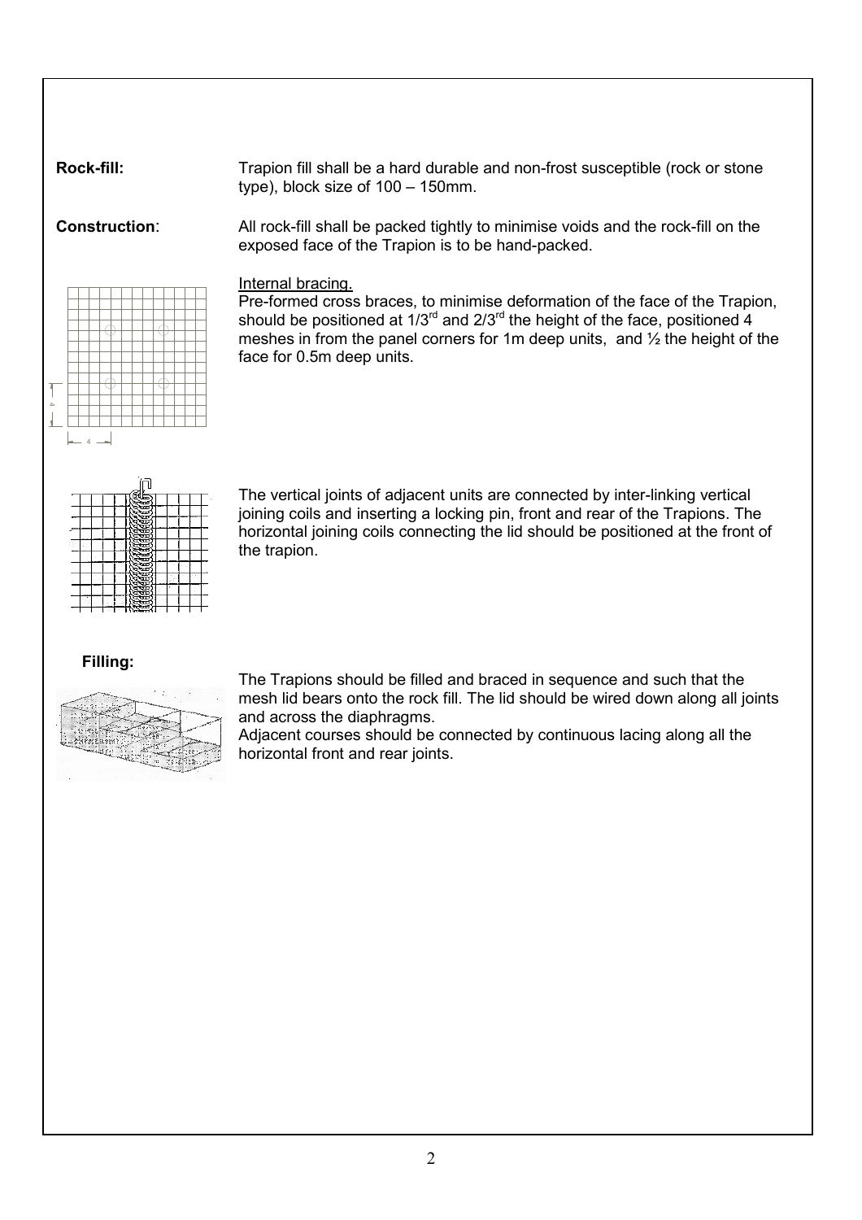**Rock-fill:** Trapion fill shall be a hard durable and non-frost susceptible (rock or stone type), block size of 100 – 150mm.

**Construction**: All rock-fill shall be packed tightly to minimise voids and the rock-fill on the exposed face of the Trapion is to be hand-packed.

Internal bracing.

Pre-formed cross braces, to minimise deformation of the face of the Trapion, should be positioned at 1/3rd and 2/3rd the height of the face, positioned 4 meshes in from the panel corners for 1m deep units, and ½ the height of the face for 0.5m deep units.

The vertical joints of adjacent units are connected by inter-linking vertical joining coils and inserting a locking pin, front and rear of the Trapions. The horizontal joining coils connecting the lid should be positioned at the front of the trapion.

**Filling:**

The Trapions should be filled and braced in sequence and such that the mesh lid bears onto the rock fill. The lid should be wired down along all joints and across the diaphragms.

Adjacent courses should be connected by continuous lacing along all the horizontal front and rear joints.